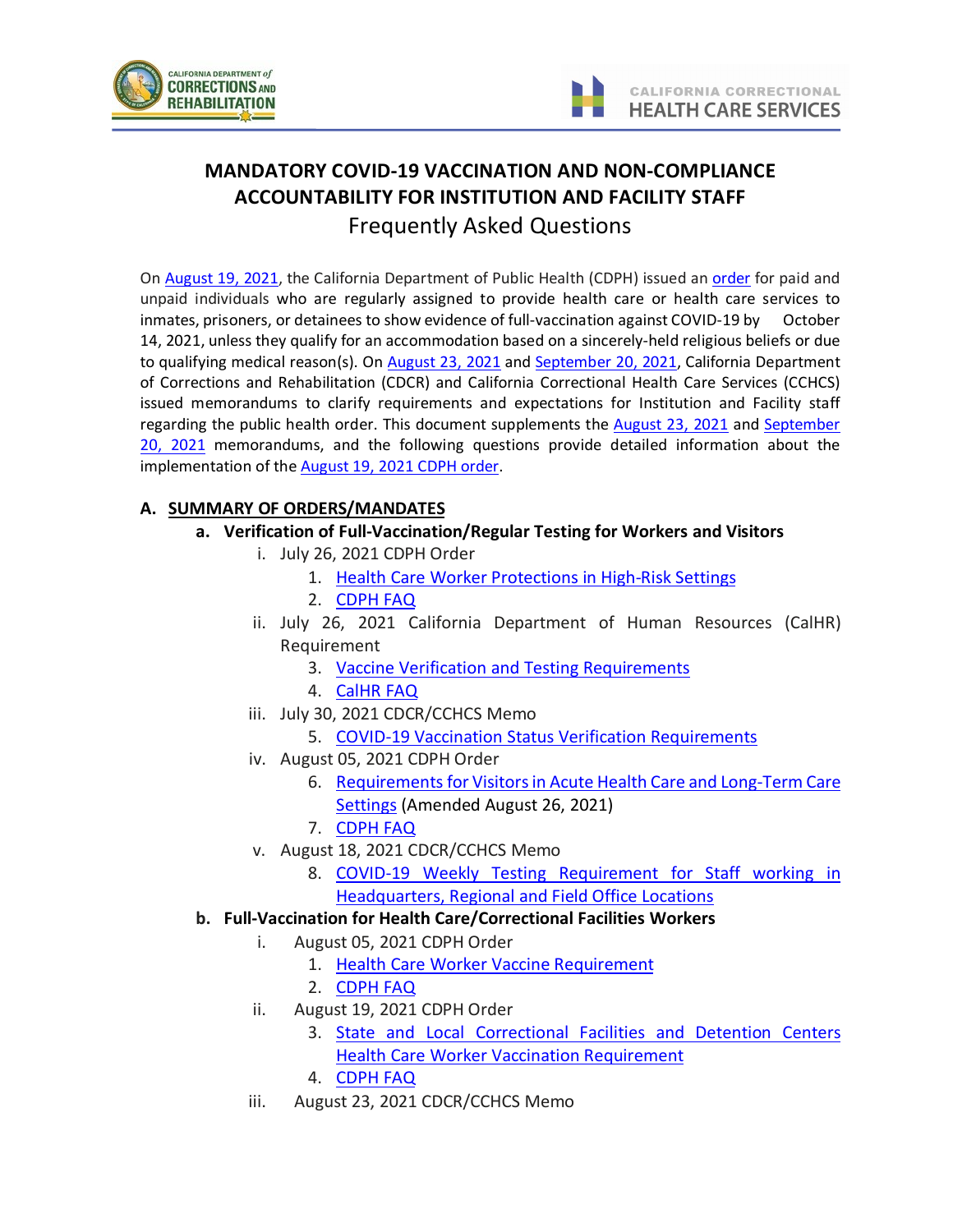# MANDATORY COVID-19 VACCINATION AND NON-COMPLIANCE ACCOUNTABILITY FOR INSTITUTION AND FACILITY STAFF

## Frequently Asked Questions

On August 19, 2021, the California Department of Public Health (CDPH) issued an order for paid and unpaid individuals who are regularly assigned to provide health care or health care services to inmates, prisoners, or detainees to show evidence of full-vaccination against COVID-19 by October 14, 2021, unless they qualify for an accommodation based on a sincerely-held religious beliefs or due to qualifying medical reason(s). On August 23, 2021 and September 20, 2021, California Department of Corrections and Rehabilitation (CDCR) and California Correctional Health Care Services (CCHCS) issued memorandums to clarify requirements and expectations for Institution and Facility staff regarding the public health order. This document supplements the August 23, 2021 and September 20, 2021 memorandums, and the following questions provide detailed information about the implementation of the August 19, 2021 CDPH order.

**A. SUMMARY OF ORDERS/MANDATES**

- **a. Verification of Full-Vaccination/Regular Testing for Workers and Visitors**
  - i. July 26, 2021 CDPH Order
    1. Health Care Worker Protections in High-Risk Settings
    2. CDPH FAQ
  - ii. July 26, 2021 California Department of Human Resources (CalHR) Requirement
    3. Vaccine Verification and Testing Requirements
    4. CalHR FAQ
  - iii. July 30, 2021 CDCR/CCHCS Memo
    5. COVID-19 Vaccination Status Verification Requirements
  - iv. August 05, 2021 CDPH Order
    6. Requirements for Visitors in Acute Health Care and Long-Term Care Settings (Amended August 26, 2021)
    7. CDPH FAQ
  - v. August 18, 2021 CDCR/CCHCS Memo
    8. COVID-19 Weekly Testing Requirement for Staff working in Headquarters, Regional and Field Office Locations
- **b. Full-Vaccination for Health Care/Correctional Facilities Workers**
  - i. August 05, 2021 CDPH Order
    1. Health Care Worker Vaccine Requirement
    2. CDPH FAQ
  - ii. August 19, 2021 CDPH Order
    3. State and Local Correctional Facilities and Detention Centers Health Care Worker Vaccination Requirement
    4. CDPH FAQ
  - iii. August 23, 2021 CDCR/CCHCS Memo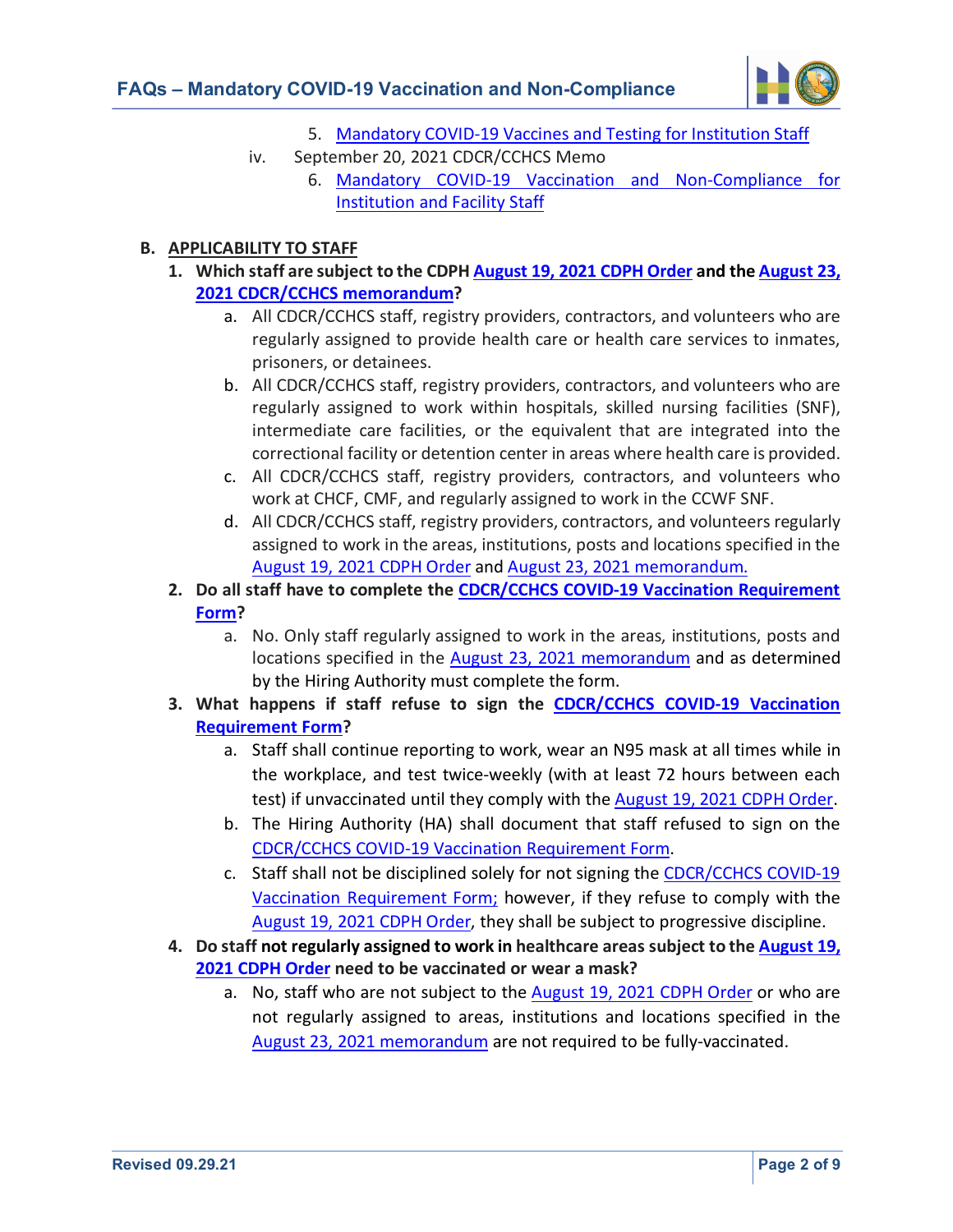5. Mandatory COVID-19 Vaccines and Testing for Institution Staff

iv. September 20, 2021 CDCR/CCHCS Memo

6. Mandatory COVID-19 Vaccination and Non-Compliance for Institution and Facility Staff

## B. APPLICABILITY TO STAFF

**1. Which staff are subject to the CDPH August 19, 2021 CDPH Order and the August 23, 2021 CDCR/CCHCS memorandum?**

a. All CDCR/CCHCS staff, registry providers, contractors, and volunteers who are regularly assigned to provide health care or health care services to inmates, prisoners, or detainees.

b. All CDCR/CCHCS staff, registry providers, contractors, and volunteers who are regularly assigned to work within hospitals, skilled nursing facilities (SNF), intermediate care facilities, or the equivalent that are integrated into the correctional facility or detention center in areas where health care is provided.

c. All CDCR/CCHCS staff, registry providers, contractors, and volunteers who work at CHCF, CMF, and regularly assigned to work in the CCWF SNF.

d. All CDCR/CCHCS staff, registry providers, contractors, and volunteers regularly assigned to work in the areas, institutions, posts and locations specified in the August 19, 2021 CDPH Order and August 23, 2021 memorandum.

**2. Do all staff have to complete the CDCR/CCHCS COVID-19 Vaccination Requirement Form?**

a. No. Only staff regularly assigned to work in the areas, institutions, posts and locations specified in the August 23, 2021 memorandum and as determined by the Hiring Authority must complete the form.

**3. What happens if staff refuse to sign the CDCR/CCHCS COVID-19 Vaccination Requirement Form?**

a. Staff shall continue reporting to work, wear an N95 mask at all times while in the workplace, and test twice-weekly (with at least 72 hours between each test) if unvaccinated until they comply with the August 19, 2021 CDPH Order.

b. The Hiring Authority (HA) shall document that staff refused to sign on the CDCR/CCHCS COVID-19 Vaccination Requirement Form.

c. Staff shall not be disciplined solely for not signing the CDCR/CCHCS COVID-19 Vaccination Requirement Form; however, if they refuse to comply with the August 19, 2021 CDPH Order, they shall be subject to progressive discipline.

**4. Do staff not regularly assigned to work in healthcare areas subject to the August 19, 2021 CDPH Order need to be vaccinated or wear a mask?**

a. No, staff who are not subject to the August 19, 2021 CDPH Order or who are not regularly assigned to areas, institutions and locations specified in the August 23, 2021 memorandum are not required to be fully-vaccinated.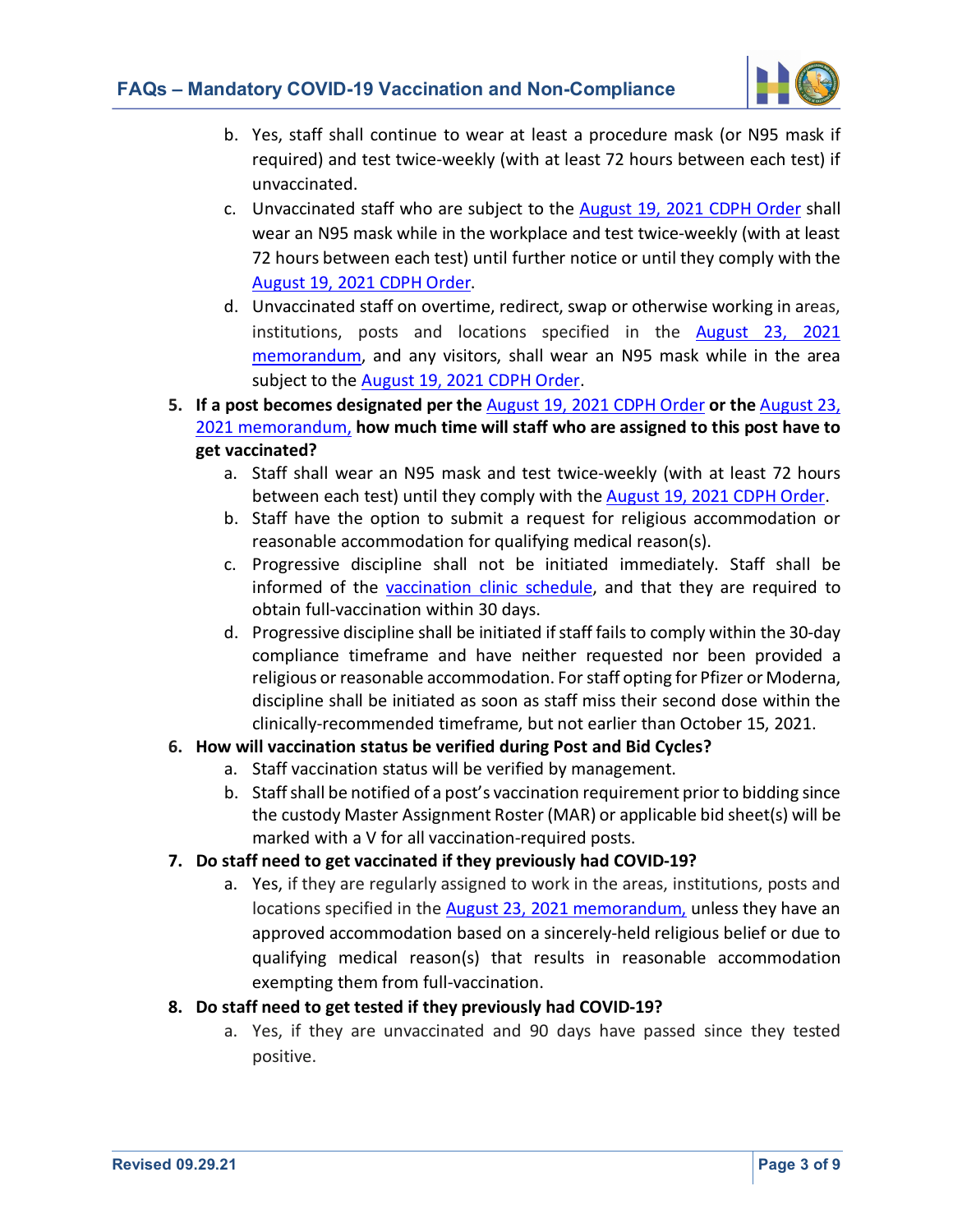b. Yes, staff shall continue to wear at least a procedure mask (or N95 mask if required) and test twice-weekly (with at least 72 hours between each test) if unvaccinated.
   c. Unvaccinated staff who are subject to the August 19, 2021 CDPH Order shall wear an N95 mask while in the workplace and test twice-weekly (with at least 72 hours between each test) until further notice or until they comply with the August 19, 2021 CDPH Order.
   d. Unvaccinated staff on overtime, redirect, swap or otherwise working in areas, institutions, posts and locations specified in the August 23, 2021 memorandum, and any visitors, shall wear an N95 mask while in the area subject to the August 19, 2021 CDPH Order.

5. **If a post becomes designated per the August 19, 2021 CDPH Order or the August 23, 2021 memorandum, how much time will staff who are assigned to this post have to get vaccinated?**
   a. Staff shall wear an N95 mask and test twice-weekly (with at least 72 hours between each test) until they comply with the August 19, 2021 CDPH Order.
   b. Staff have the option to submit a request for religious accommodation or reasonable accommodation for qualifying medical reason(s).
   c. Progressive discipline shall not be initiated immediately. Staff shall be informed of the vaccination clinic schedule, and that they are required to obtain full-vaccination within 30 days.
   d. Progressive discipline shall be initiated if staff fails to comply within the 30-day compliance timeframe and have neither requested nor been provided a religious or reasonable accommodation. For staff opting for Pfizer or Moderna, discipline shall be initiated as soon as staff miss their second dose within the clinically-recommended timeframe, but not earlier than October 15, 2021.

6. **How will vaccination status be verified during Post and Bid Cycles?**
   a. Staff vaccination status will be verified by management.
   b. Staff shall be notified of a post's vaccination requirement prior to bidding since the custody Master Assignment Roster (MAR) or applicable bid sheet(s) will be marked with a V for all vaccination-required posts.

7. **Do staff need to get vaccinated if they previously had COVID-19?**
   a. Yes, if they are regularly assigned to work in the areas, institutions, posts and locations specified in the August 23, 2021 memorandum, unless they have an approved accommodation based on a sincerely-held religious belief or due to qualifying medical reason(s) that results in reasonable accommodation exempting them from full-vaccination.

8. **Do staff need to get tested if they previously had COVID-19?**
   a. Yes, if they are unvaccinated and 90 days have passed since they tested positive.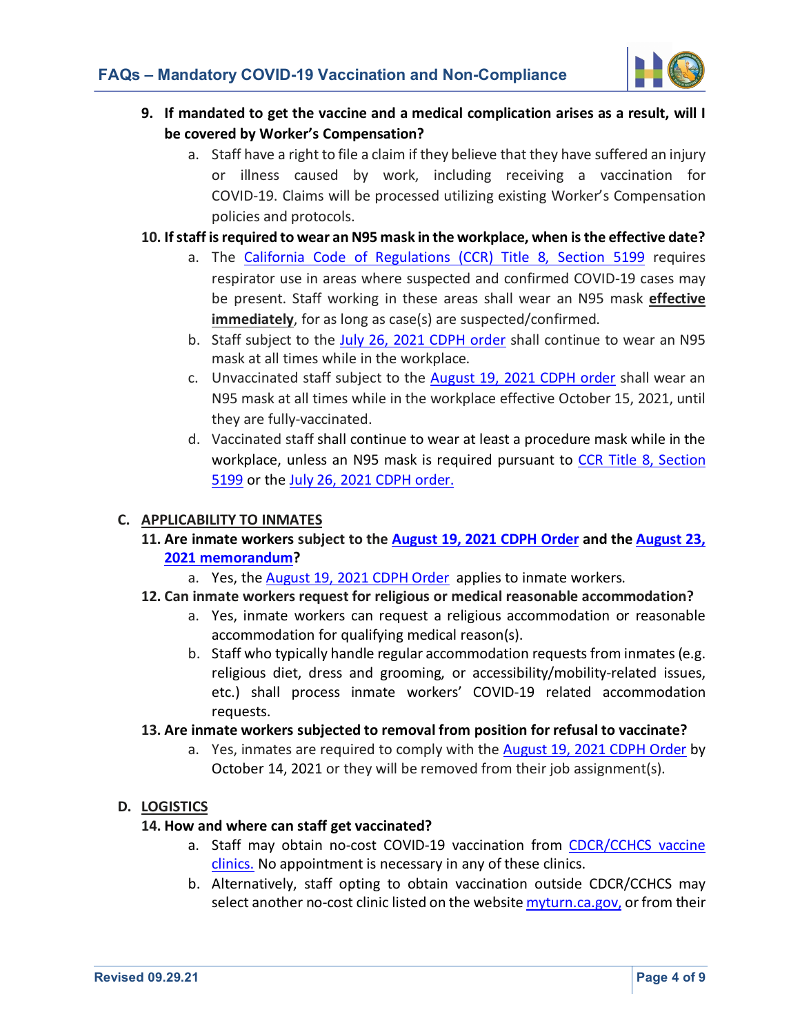9. **If mandated to get the vaccine and a medical complication arises as a result, will I be covered by Worker's Compensation?**
   a. Staff have a right to file a claim if they believe that they have suffered an injury or illness caused by work, including receiving a vaccination for COVID-19. Claims will be processed utilizing existing Worker's Compensation policies and protocols.

10. **If staff is required to wear an N95 mask in the workplace, when is the effective date?**
    a. The California Code of Regulations (CCR) Title 8, Section 5199 requires respirator use in areas where suspected and confirmed COVID-19 cases may be present. Staff working in these areas shall wear an N95 mask **effective immediately**, for as long as case(s) are suspected/confirmed.
    b. Staff subject to the July 26, 2021 CDPH order shall continue to wear an N95 mask at all times while in the workplace.
    c. Unvaccinated staff subject to the August 19, 2021 CDPH order shall wear an N95 mask at all times while in the workplace effective October 15, 2021, until they are fully-vaccinated.
    d. Vaccinated staff shall continue to wear at least a procedure mask while in the workplace, unless an N95 mask is required pursuant to CCR Title 8, Section 5199 or the July 26, 2021 CDPH order.

## C. APPLICABILITY TO INMATES

11. **Are inmate workers subject to the August 19, 2021 CDPH Order and the August 23, 2021 memorandum?**
    a. Yes, the August 19, 2021 CDPH Order applies to inmate workers.

12. **Can inmate workers request for religious or medical reasonable accommodation?**
    a. Yes, inmate workers can request a religious accommodation or reasonable accommodation for qualifying medical reason(s).
    b. Staff who typically handle regular accommodation requests from inmates (e.g. religious diet, dress and grooming, or accessibility/mobility-related issues, etc.) shall process inmate workers' COVID-19 related accommodation requests.

13. **Are inmate workers subjected to removal from position for refusal to vaccinate?**
    a. Yes, inmates are required to comply with the August 19, 2021 CDPH Order by October 14, 2021 or they will be removed from their job assignment(s).

## D. LOGISTICS

14. **How and where can staff get vaccinated?**
    a. Staff may obtain no-cost COVID-19 vaccination from CDCR/CCHCS vaccine clinics. No appointment is necessary in any of these clinics.
    b. Alternatively, staff opting to obtain vaccination outside CDCR/CCHCS may select another no-cost clinic listed on the website myturn.ca.gov, or from their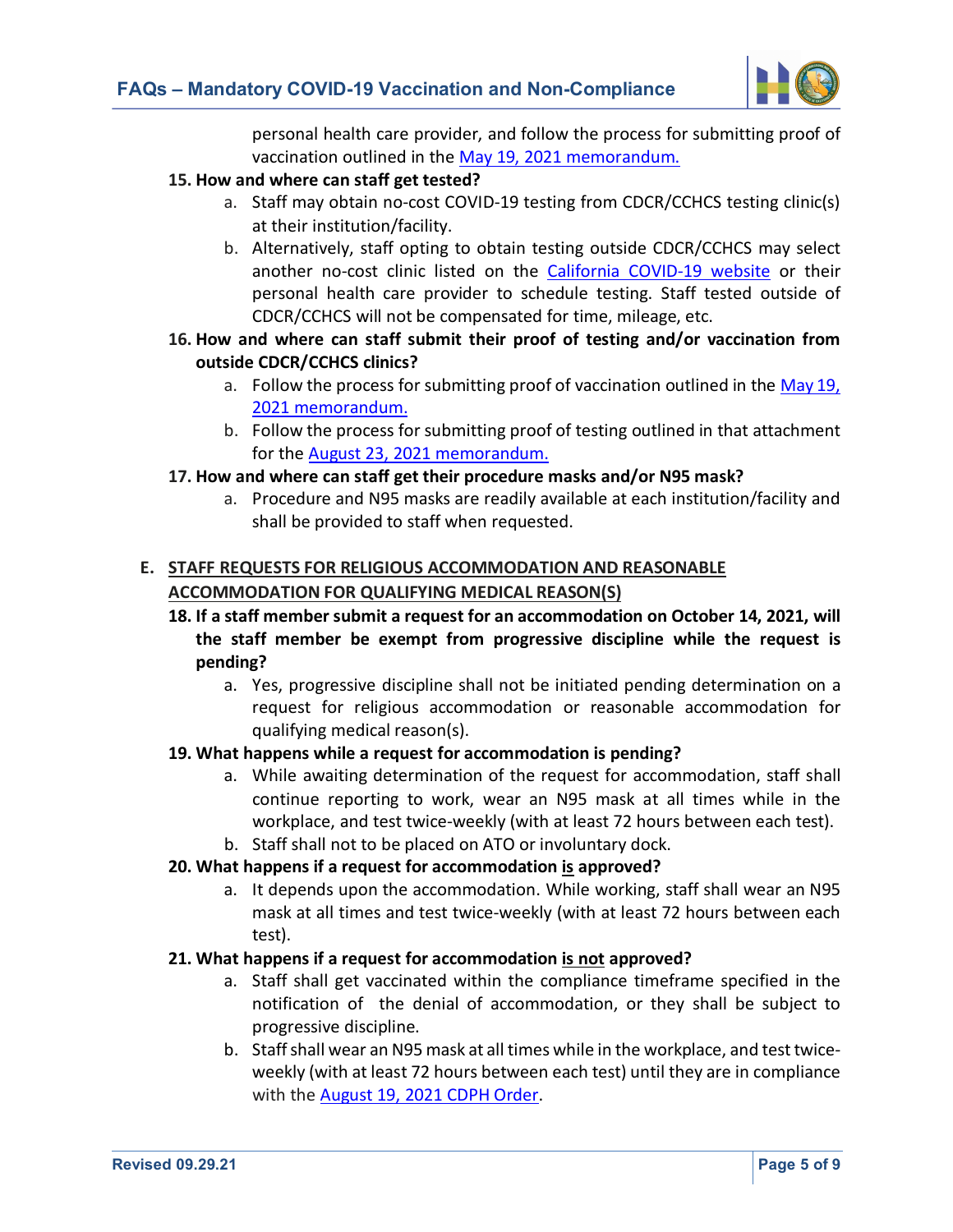personal health care provider, and follow the process for submitting proof of vaccination outlined in the [May 19, 2021 memorandum.]()

**15. How and where can staff get tested?**

a. Staff may obtain no-cost COVID-19 testing from CDCR/CCHCS testing clinic(s) at their institution/facility.

b. Alternatively, staff opting to obtain testing outside CDCR/CCHCS may select another no-cost clinic listed on the [California COVID-19 website]() or their personal health care provider to schedule testing. Staff tested outside of CDCR/CCHCS will not be compensated for time, mileage, etc.

**16. How and where can staff submit their proof of testing and/or vaccination from outside CDCR/CCHCS clinics?**

a. Follow the process for submitting proof of vaccination outlined in the [May 19, 2021 memorandum.]()

b. Follow the process for submitting proof of testing outlined in that attachment for the [August 23, 2021 memorandum.]()

**17. How and where can staff get their procedure masks and/or N95 mask?**

a. Procedure and N95 masks are readily available at each institution/facility and shall be provided to staff when requested.

## E. STAFF REQUESTS FOR RELIGIOUS ACCOMMODATION AND REASONABLE ACCOMMODATION FOR QUALIFYING MEDICAL REASON(S)

**18. If a staff member submit a request for an accommodation on October 14, 2021, will the staff member be exempt from progressive discipline while the request is pending?**

a. Yes, progressive discipline shall not be initiated pending determination on a request for religious accommodation or reasonable accommodation for qualifying medical reason(s).

**19. What happens while a request for accommodation is pending?**

a. While awaiting determination of the request for accommodation, staff shall continue reporting to work, wear an N95 mask at all times while in the workplace, and test twice-weekly (with at least 72 hours between each test).

b. Staff shall not to be placed on ATO or involuntary dock.

**20. What happens if a request for accommodation <u>is</u> approved?**

a. It depends upon the accommodation. While working, staff shall wear an N95 mask at all times and test twice-weekly (with at least 72 hours between each test).

**21. What happens if a request for accommodation <u>is not</u> approved?**

a. Staff shall get vaccinated within the compliance timeframe specified in the notification of the denial of accommodation, or they shall be subject to progressive discipline.

b. Staff shall wear an N95 mask at all times while in the workplace, and test twice-weekly (with at least 72 hours between each test) until they are in compliance with the [August 19, 2021 CDPH Order]().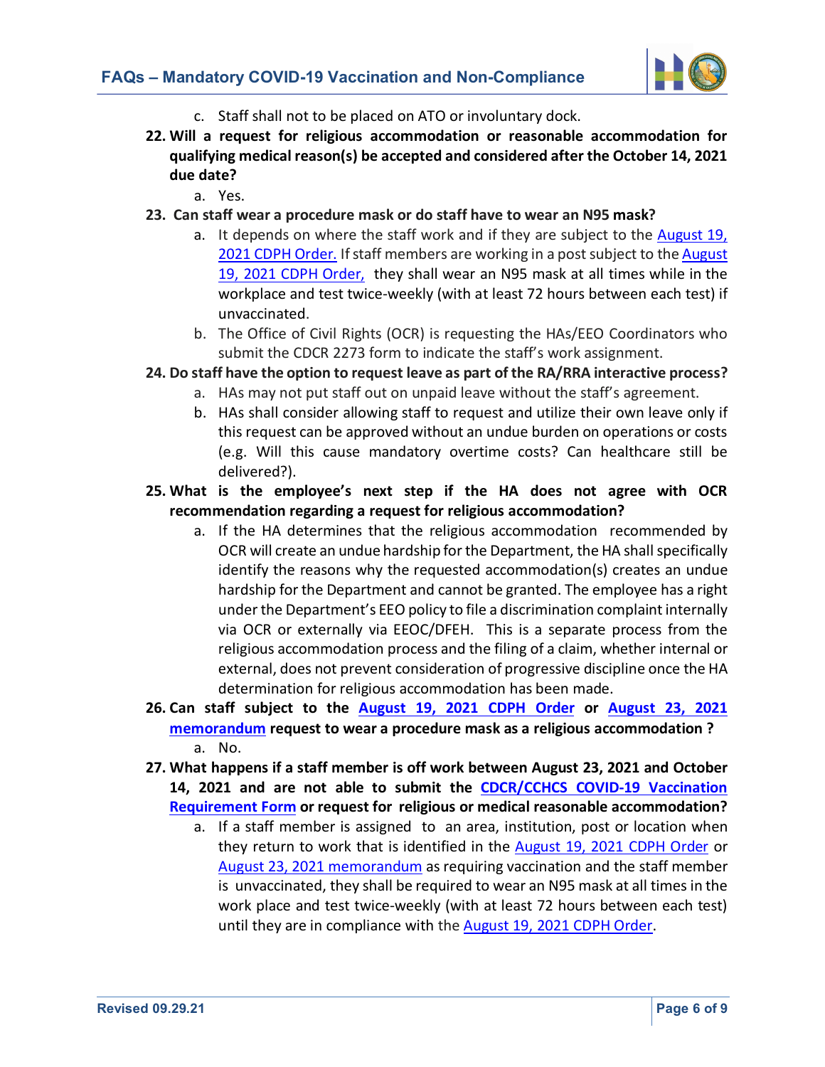c. Staff shall not to be placed on ATO or involuntary dock.

**22. Will a request for religious accommodation or reasonable accommodation for qualifying medical reason(s) be accepted and considered after the October 14, 2021 due date?**

    a. Yes.

**23. Can staff wear a procedure mask or do staff have to wear an N95 mask?**

    a. It depends on where the staff work and if they are subject to the August 19, 2021 CDPH Order. If staff members are working in a post subject to the August 19, 2021 CDPH Order, they shall wear an N95 mask at all times while in the workplace and test twice-weekly (with at least 72 hours between each test) if unvaccinated.
    b. The Office of Civil Rights (OCR) is requesting the HAs/EEO Coordinators who submit the CDCR 2273 form to indicate the staff's work assignment.

**24. Do staff have the option to request leave as part of the RA/RRA interactive process?**

    a. HAs may not put staff out on unpaid leave without the staff's agreement.
    b. HAs shall consider allowing staff to request and utilize their own leave only if this request can be approved without an undue burden on operations or costs (e.g. Will this cause mandatory overtime costs? Can healthcare still be delivered?).

**25. What is the employee's next step if the HA does not agree with OCR recommendation regarding a request for religious accommodation?**

    a. If the HA determines that the religious accommodation recommended by OCR will create an undue hardship for the Department, the HA shall specifically identify the reasons why the requested accommodation(s) creates an undue hardship for the Department and cannot be granted. The employee has a right under the Department's EEO policy to file a discrimination complaint internally via OCR or externally via EEOC/DFEH. This is a separate process from the religious accommodation process and the filing of a claim, whether internal or external, does not prevent consideration of progressive discipline once the HA determination for religious accommodation has been made.

**26. Can staff subject to the August 19, 2021 CDPH Order or August 23, 2021 memorandum request to wear a procedure mask as a religious accommodation ?**

    a. No.

**27. What happens if a staff member is off work between August 23, 2021 and October 14, 2021 and are not able to submit the CDCR/CCHCS COVID-19 Vaccination Requirement Form or request for religious or medical reasonable accommodation?**

    a. If a staff member is assigned to an area, institution, post or location when they return to work that is identified in the August 19, 2021 CDPH Order or August 23, 2021 memorandum as requiring vaccination and the staff member is unvaccinated, they shall be required to wear an N95 mask at all times in the work place and test twice-weekly (with at least 72 hours between each test) until they are in compliance with the August 19, 2021 CDPH Order.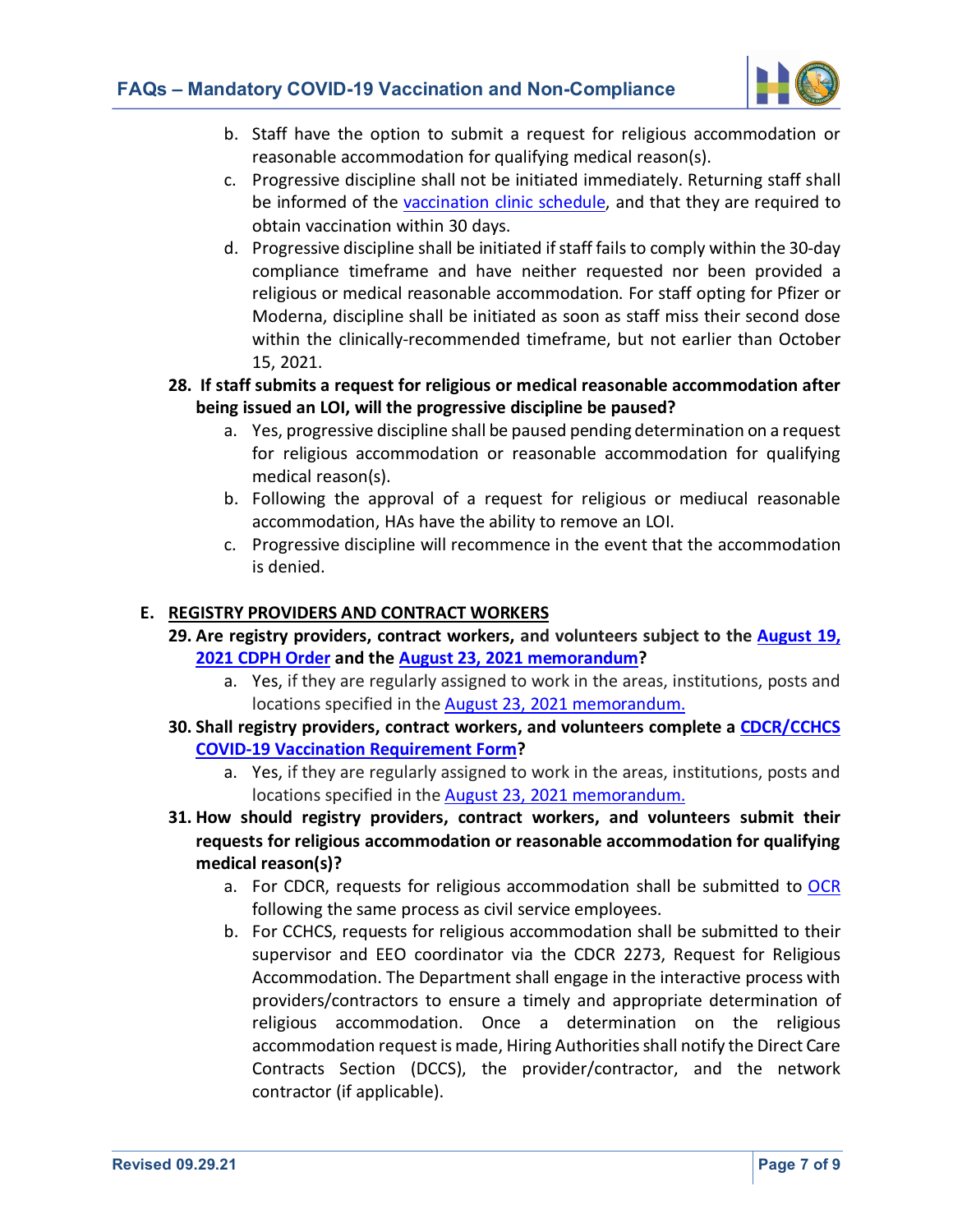b. Staff have the option to submit a request for religious accommodation or reasonable accommodation for qualifying medical reason(s).

c. Progressive discipline shall not be initiated immediately. Returning staff shall be informed of the vaccination clinic schedule, and that they are required to obtain vaccination within 30 days.

d. Progressive discipline shall be initiated if staff fails to comply within the 30-day compliance timeframe and have neither requested nor been provided a religious or medical reasonable accommodation. For staff opting for Pfizer or Moderna, discipline shall be initiated as soon as staff miss their second dose within the clinically-recommended timeframe, but not earlier than October 15, 2021.

**28. If staff submits a request for religious or medical reasonable accommodation after being issued an LOI, will the progressive discipline be paused?**

a. Yes, progressive discipline shall be paused pending determination on a request for religious accommodation or reasonable accommodation for qualifying medical reason(s).

b. Following the approval of a request for religious or mediucal reasonable accommodation, HAs have the ability to remove an LOI.

c. Progressive discipline will recommence in the event that the accommodation is denied.

## E. REGISTRY PROVIDERS AND CONTRACT WORKERS

**29. Are registry providers, contract workers, and volunteers subject to the August 19, 2021 CDPH Order and the August 23, 2021 memorandum?**

a. Yes, if they are regularly assigned to work in the areas, institutions, posts and locations specified in the August 23, 2021 memorandum.

**30. Shall registry providers, contract workers, and volunteers complete a CDCR/CCHCS COVID-19 Vaccination Requirement Form?**

a. Yes, if they are regularly assigned to work in the areas, institutions, posts and locations specified in the August 23, 2021 memorandum.

**31. How should registry providers, contract workers, and volunteers submit their requests for religious accommodation or reasonable accommodation for qualifying medical reason(s)?**

a. For CDCR, requests for religious accommodation shall be submitted to OCR following the same process as civil service employees.

b. For CCHCS, requests for religious accommodation shall be submitted to their supervisor and EEO coordinator via the CDCR 2273, Request for Religious Accommodation. The Department shall engage in the interactive process with providers/contractors to ensure a timely and appropriate determination of religious accommodation. Once a determination on the religious accommodation request is made, Hiring Authorities shall notify the Direct Care Contracts Section (DCCS), the provider/contractor, and the network contractor (if applicable).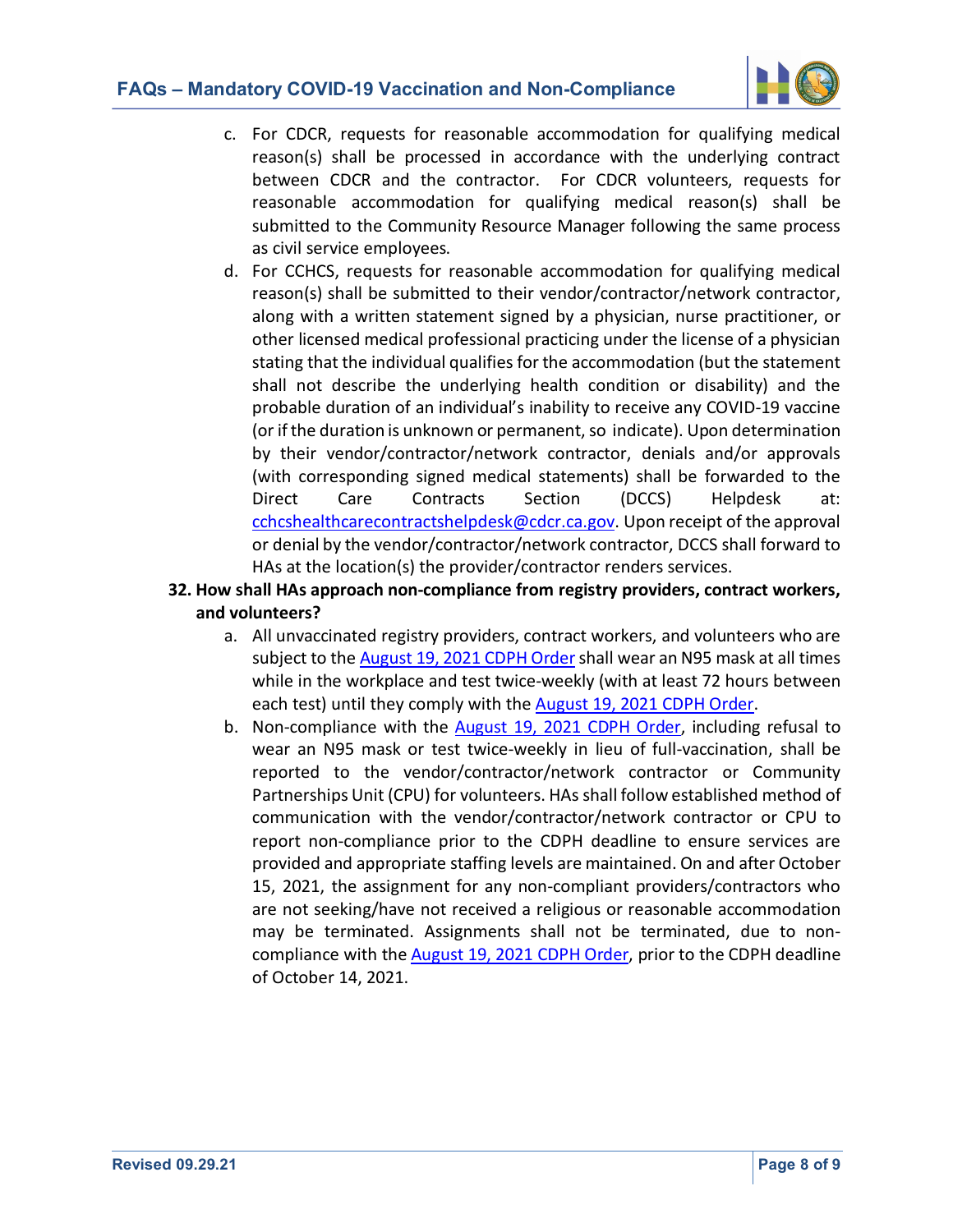c. For CDCR, requests for reasonable accommodation for qualifying medical reason(s) shall be processed in accordance with the underlying contract between CDCR and the contractor. For CDCR volunteers, requests for reasonable accommodation for qualifying medical reason(s) shall be submitted to the Community Resource Manager following the same process as civil service employees.

d. For CCHCS, requests for reasonable accommodation for qualifying medical reason(s) shall be submitted to their vendor/contractor/network contractor, along with a written statement signed by a physician, nurse practitioner, or other licensed medical professional practicing under the license of a physician stating that the individual qualifies for the accommodation (but the statement shall not describe the underlying health condition or disability) and the probable duration of an individual's inability to receive any COVID-19 vaccine (or if the duration is unknown or permanent, so indicate). Upon determination by their vendor/contractor/network contractor, denials and/or approvals (with corresponding signed medical statements) shall be forwarded to the Direct Care Contracts Section (DCCS) Helpdesk at: cchcshealthcarecontractshelpdesk@cdcr.ca.gov. Upon receipt of the approval or denial by the vendor/contractor/network contractor, DCCS shall forward to HAs at the location(s) the provider/contractor renders services.

**32. How shall HAs approach non-compliance from registry providers, contract workers, and volunteers?**

a. All unvaccinated registry providers, contract workers, and volunteers who are subject to the August 19, 2021 CDPH Order shall wear an N95 mask at all times while in the workplace and test twice-weekly (with at least 72 hours between each test) until they comply with the August 19, 2021 CDPH Order.

b. Non-compliance with the August 19, 2021 CDPH Order, including refusal to wear an N95 mask or test twice-weekly in lieu of full-vaccination, shall be reported to the vendor/contractor/network contractor or Community Partnerships Unit (CPU) for volunteers. HAs shall follow established method of communication with the vendor/contractor/network contractor or CPU to report non-compliance prior to the CDPH deadline to ensure services are provided and appropriate staffing levels are maintained. On and after October 15, 2021, the assignment for any non-compliant providers/contractors who are not seeking/have not received a religious or reasonable accommodation may be terminated. Assignments shall not be terminated, due to non-compliance with the August 19, 2021 CDPH Order, prior to the CDPH deadline of October 14, 2021.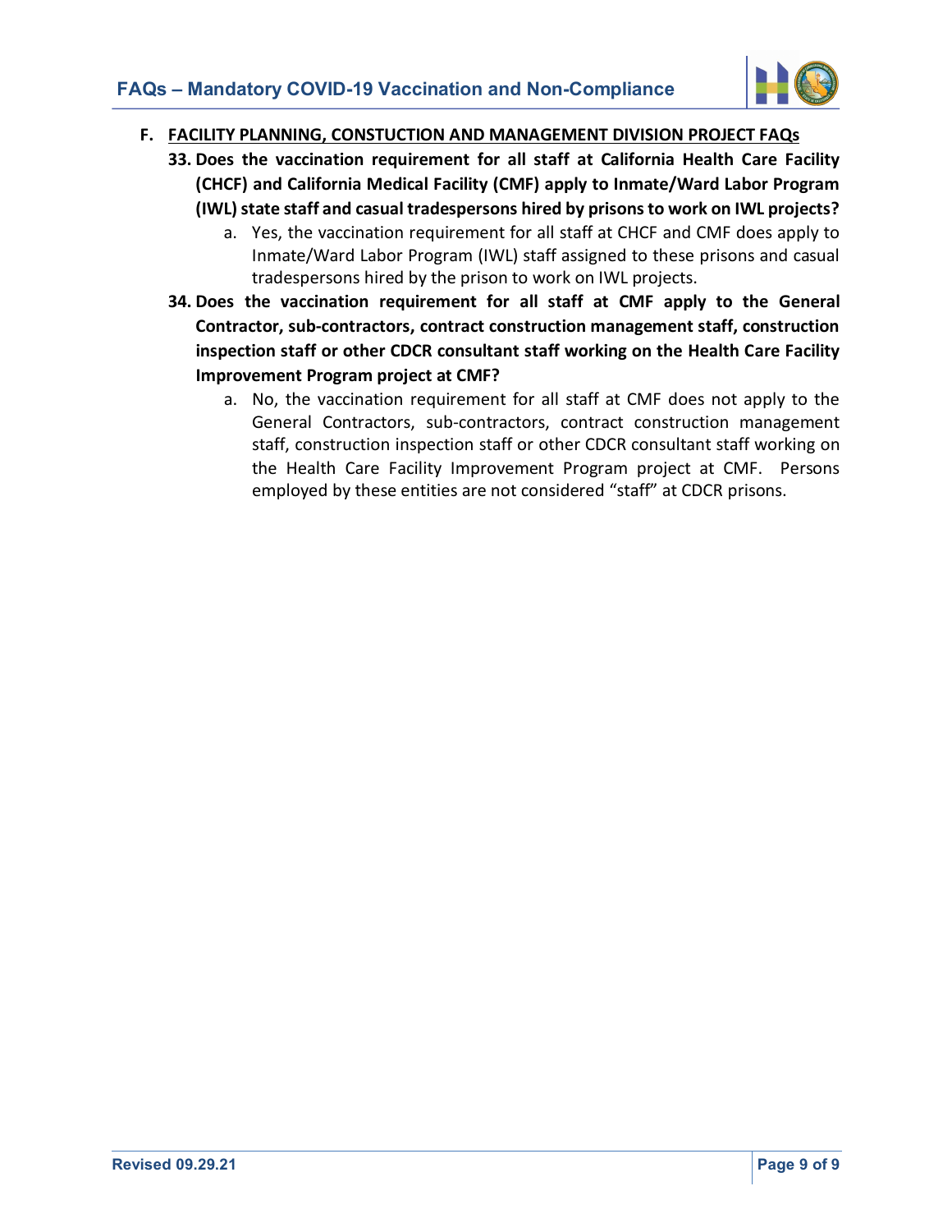## F. FACILITY PLANNING, CONSTUCTION AND MANAGEMENT DIVISION PROJECT FAQs

**33. Does the vaccination requirement for all staff at California Health Care Facility (CHCF) and California Medical Facility (CMF) apply to Inmate/Ward Labor Program (IWL) state staff and casual tradespersons hired by prisons to work on IWL projects?**

a. Yes, the vaccination requirement for all staff at CHCF and CMF does apply to Inmate/Ward Labor Program (IWL) staff assigned to these prisons and casual tradespersons hired by the prison to work on IWL projects.

**34. Does the vaccination requirement for all staff at CMF apply to the General Contractor, sub-contractors, contract construction management staff, construction inspection staff or other CDCR consultant staff working on the Health Care Facility Improvement Program project at CMF?**

a. No, the vaccination requirement for all staff at CMF does not apply to the General Contractors, sub-contractors, contract construction management staff, construction inspection staff or other CDCR consultant staff working on the Health Care Facility Improvement Program project at CMF. Persons employed by these entities are not considered "staff" at CDCR prisons.